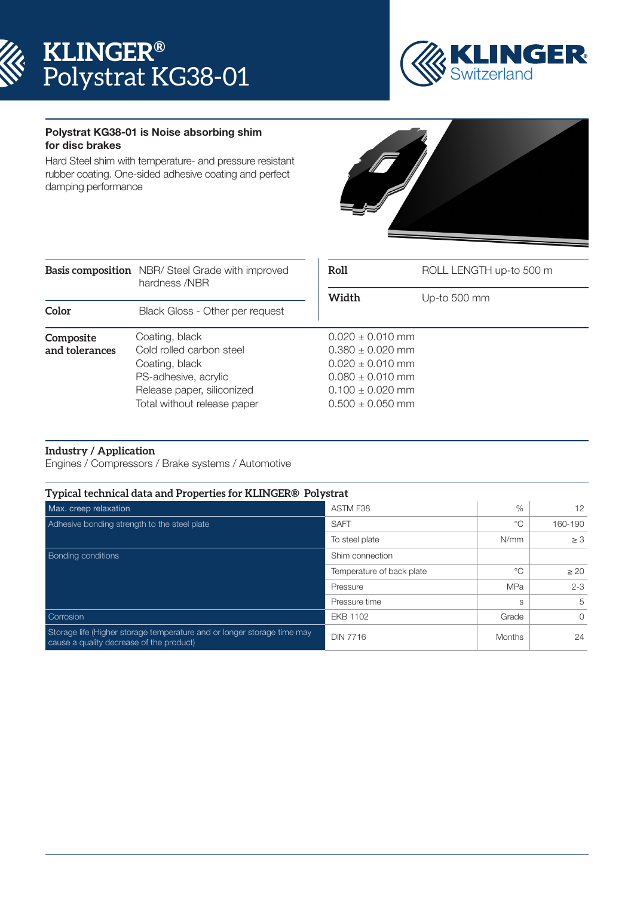# KLINGER® Polystrat KG38-01

KLINGER Switzerland

**Polystrat KG38-01 is Noise absorbing shim for disc brakes**

Hard Steel shim with temperature- and pressure resistant rubber coating. One-sided adhesive coating and perfect damping performance

| | |
|---|---|
| **Basis composition** | NBR/ Steel Grade with improved hardness /NBR |
| **Color** | Black Gloss - Other per request |

| | |
|---|---|
| **Roll** | ROLL LENGTH up-to 500 m |
| **Width** | Up-to 500 mm |

| **Composite and tolerances** | |
|---|---|
| Coating, black | 0.020 ± 0.010 mm |
| Cold rolled carbon steel | 0.380 ± 0.020 mm |
| Coating, black | 0.020 ± 0.010 mm |
| PS-adhesive, acrylic | 0.080 ± 0.010 mm |
| Release paper, siliconized | 0.100 ± 0.020 mm |
| Total without release paper | 0.500 ± 0.050 mm |

**Industry / Application**

Engines / Compressors / Brake systems / Automotive

**Typical technical data and Properties for KLINGER® Polystrat**

| | | | |
|---|---|---|---|
| Max. creep relaxation | ASTM F38 | % | 12 |
| Adhesive bonding strength to the steel plate | SAFT | °C | 160-190 |
| | To steel plate | N/mm | ≥ 3 |
| Bonding conditions | Shim connection | | |
| | Temperature of back plate | °C | ≥ 20 |
| | Pressure | MPa | 2-3 |
| | Pressure time | s | 5 |
| Corrosion | EKB 1102 | Grade | 0 |
| Storage life (Higher storage temperature and or longer storage time may cause a quality decrease of the product) | DIN 7716 | Months | 24 |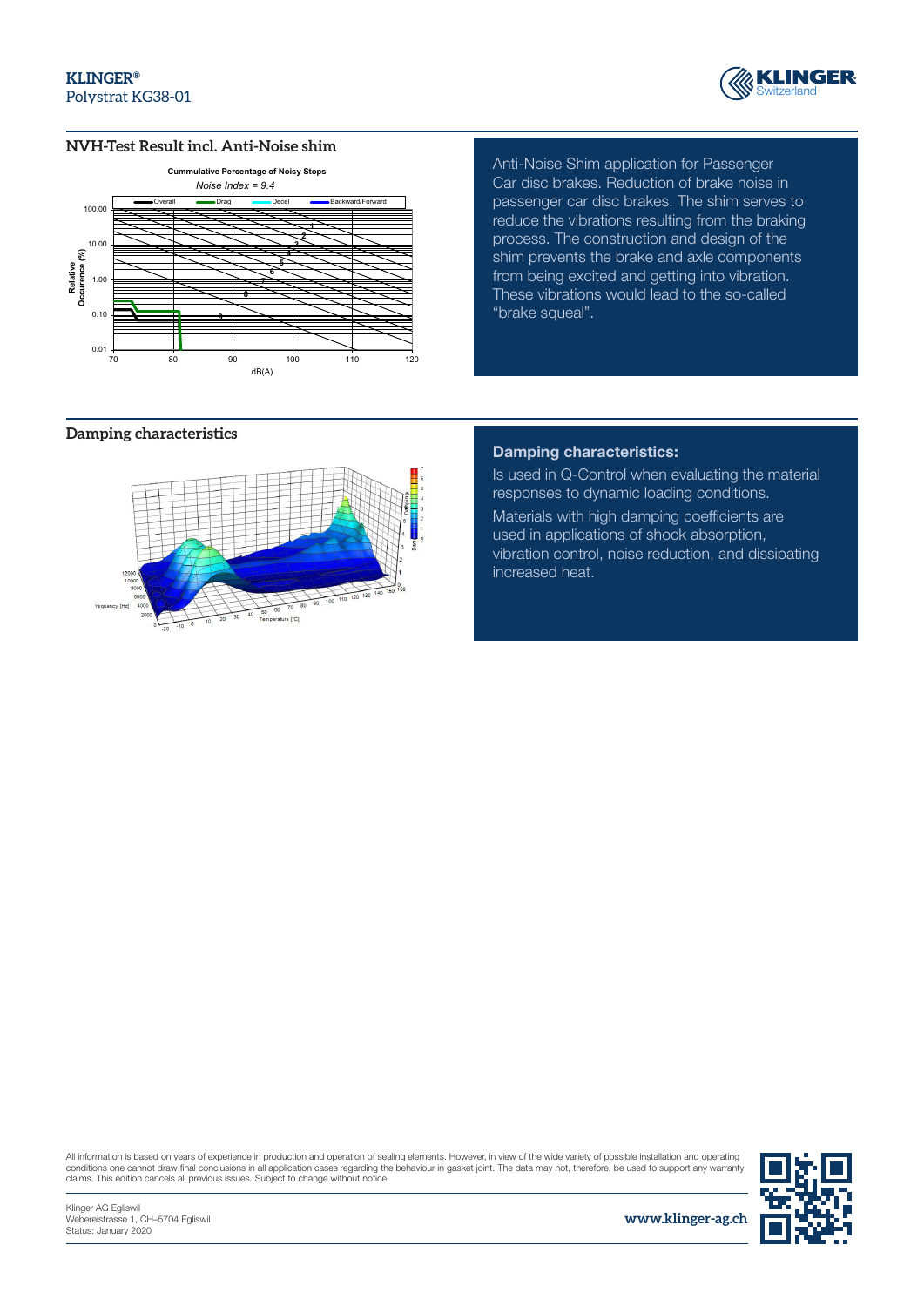## NVH-Test Result incl. Anti-Noise shim

Cummulative Percentage of Noisy Stops

*Noise Index = 9.4*

Overall
Drag
Decel
Backward/Forward

Relative Occurence (%)

100.00
10.00
1.00
0.10
0.01

70 80 90 100 110 120

dB(A)

Anti-Noise Shim application for Passenger Car disc brakes. Reduction of brake noise in passenger car disc brakes. The shim serves to reduce the vibrations resulting from the braking process. The construction and design of the shim prevents the brake and axle components from being excited and getting into vibration. These vibrations would lead to the so-called “brake squeal”.

## Damping characteristics

Frequency [Hz]

Temperature [°C]

Damping

**Damping characteristics:**

Is used in Q-Control when evaluating the material responses to dynamic loading conditions.

Materials with high damping coefficients are used in applications of shock absorption, vibration control, noise reduction, and dissipating increased heat.

All information is based on years of experience in production and operation of sealing elements. However, in view of the wide variety of possible installation and operating conditions one cannot draw final conclusions in all application cases regarding the behaviour in gasket joint. The data may not, therefore, be used to support any warranty claims. This edition cancels all previous issues. Subject to change without notice.

Klinger AG Egliswil
Webereistrasse 1, CH–5704 Egliswil
Status: January 2020

**www.klinger-ag.ch**